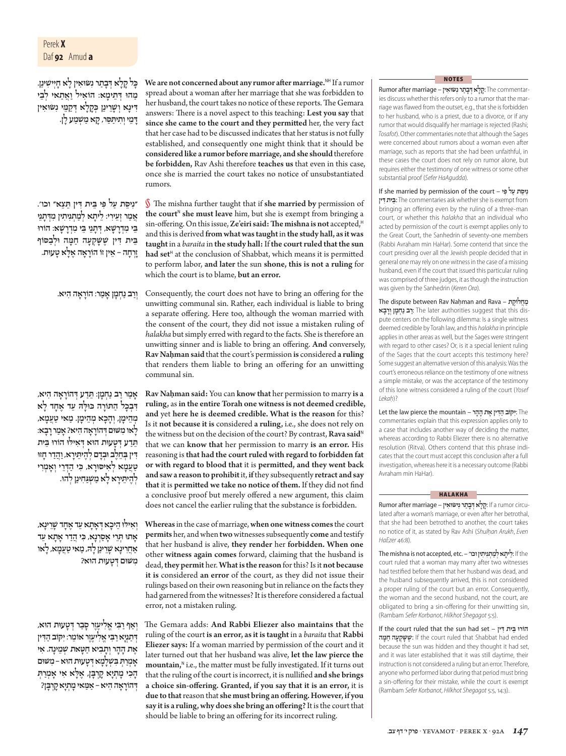**כׇּל קָלָא דְּבָתַר נִשּׂוּאִין לָא חָיְישִׁינַן. מַהוּ דְּתֵימָא: הוֹאִיל וַאֲתַאי לְבֵי דִינָא וְשָׁרֵינַן כְּקָלָא דְּקַמֵּי נִשּׂוּאִין דָּמֵי וְתִיתְּסַר, קָא מַשְׁמַע לַן.**

**We are not concerned about any rumor after marriage.**[NH] If a rumor spread about a woman after her marriage that she was forbidden to her husband, the court takes no notice of these reports. The Gemara answers: There is a novel aspect to this teaching: **Lest you say** that **since she came to the court and they permitted** her, the very fact that her case had to be discussed indicates that her status is not fully established, and consequently one might think that it should be **considered like a rumor before marriage, and she should** therefore **be forbidden,** Rav Ashi therefore **teaches us** that even in this case, once she is married the court takes no notice of unsubstantiated rumors.

**״נִיסֵּת עַל פִּי בֵית דִּין תֵּצֵא״ וכו׳. אָמַר זְעֵירִי: לֵיתָא לְמַתְנִיתִין מִדְּתָנֵי בֵּי מִדְרְשָׁא, דְּתָנֵי בֵּי מִדְרְשָׁא: הוֹרוּ בֵּית דִּין שֶׁשָּׁקְעָה חַמָּה וּלְבַסּוֹף זָרְחָה – אֵין זוֹ הוֹרָאָה אֶלָּא טָעוּת.**

§ The mishna further taught that if **she married by** permission of **the court**[N] **she must leave** him, but she is exempt from bringing a sin-offering. On this issue, **Ze'eiri said: The mishna is not** accepted,[H] and this is derived **from what was taught** in **the study hall, as it was taught** in a *baraita* in **the study hall:** If **the court ruled that the sun had set**[H] at the conclusion of Shabbat, which means it is permitted to perform labor, **and later** the sun **shone, this is not a ruling** for which the court is to blame, **but an error.**

**וְרַב נַחְמָן אָמַר: הוֹרָאָה הִיא.**

Consequently, the court does not have to bring an offering for the unwitting communal sin. Rather, each individual is liable to bring a separate offering. Here too, although the woman married with the consent of the court, they did not issue a mistaken ruling of *halakha* but simply erred with regard to the facts. She is therefore an unwitting sinner and is liable to bring an offering. **And** conversely, **Rav Naḥman said** that the court's permission **is** considered **a ruling** that renders them liable to bring an offering for an unwitting communal sin.

**אָמַר רַב נַחְמָן: תֵּדַע דְּהוֹרָאָה הִיא, דְּבְכׇל הַתּוֹרָה כּוּלָּהּ עֵד אֶחָד לָא מְהֵימַן, וְהָכָא מְהֵימַן. מַאי טַעְמָא, לָאו מִשּׁוּם דְּהוֹרָאָה הִיא? אָמַר רָבָא: תֵּדַע דְּטָעוּת הוּא דְּאִילּוּ הוֹרוּ בֵּית דִּין בְּחֵלֶב וּבְדָם לְהֶיתֵּירָא, וַהֲדַר חָזוּ טַעְמָא לְאִיסּוּרָא, כִּי הָדְרִי וְאָמְרִי לְהֶיתֵּירָא לָא מַשְׁגְּחִינַן לְהוּ.**

**Rav Naḥman said:** You can **know that** her permission to marry **is a ruling,** as **in the entire Torah one witness is not deemed credible,** and yet **here he is deemed credible. What is the reason** for this? Is it **not because it is** considered **a ruling,** i.e., she does not rely on the witness but on the decision of the court? By contrast, **Rava said**[N] that we can **know that** her permission to marry **is an error.** His reasoning is **that had the court ruled with regard to forbidden fat or with regard to blood that** it is **permitted, and they went back and saw a reason to prohibit** it, **if** they subsequently **retract and say that** it is **permitted we take no notice of them.** If they did not find a conclusive proof but merely offered a new argument, this claim does not cancel the earlier ruling that the substance is forbidden.

**וְאִילּוּ הָיכָא דְּאָתָא עֵד אֶחָד שָׁרֵינָא, אָתוּ תְּרֵי אָסְרִנָא, כִּי הֲדַר אָתָא עֵד אַחֲרִינָא שָׁרֵינַן לַהּ, מַאי טַעְמָא, לָאו מִשּׁוּם דְּטָעוּת הוּא?**

**Whereas** in the case of marriage, **when one witness comes** the court **permits** her, and when **two** witnesses subsequently **come** and testify that her husband is alive, **they render** her **forbidden. When one** other **witness again comes** forward, claiming that the husband is dead, **they permit** her. **What is the reason** for this? Is it **not because it is** considered **an error** of the court, as they did not issue their rulings based on their own reasoning but in reliance on the facts they had garnered from the witnesses? It is therefore considered a factual error, not a mistaken ruling.

**וְאַף רַבִּי אֱלִיעֶזֶר סָבַר דְּטָעוּת הוּא, דְּתַנְיָא רַבִּי אֱלִיעֶזֶר אוֹמֵר: יִקּוֹב הַדִּין אֶת הָהָר וְתָבִיא חַטָּאת שְׁמֵנָה. אִי אָמְרַתְּ בִּשְׁלָמָא דְּטָעוּת הוּא – מִשּׁוּם הָכִי מַתְיָא קׇרְבָּן, אֶלָּא אִי אָמְרַתְּ דְּהוֹרָאָה הִיא – אַמַּאי מַתְיָא קׇרְבָּן?**

The Gemara adds: **And Rabbi Eliezer also maintains that** the ruling of the court **is an error, as it is taught** in a *baraita* that **Rabbi Eliezer says:** If a woman married by permission of the court and it later turned out that her husband was alive, **let the law pierce the mountain,**[N] i.e., the matter must be fully investigated. If it turns out that the ruling of the court is incorrect, it is nullified **and she brings a choice sin-offering. Granted, if you say that it is an error,** it is **due to that** reason that **she must bring an offering. However, if you say it is a ruling, why does she bring an offering?** It is the court that should be liable to bring an offering for its incorrect ruling.

---

## NOTES

**Rumor after marriage – קָלָא דְּבָתַר נִשּׂוּאִין:** The commentaries discuss whether this refers only to a rumor that the marriage was flawed from the outset, e.g., that she is forbidden to her husband, who is a priest, due to a divorce, or if any rumor that would disqualify her marriage is rejected (Rashi; *Tosafot*). Other commentaries note that although the Sages were concerned about rumors about a woman even after marriage, such as reports that she had been unfaithful, in these cases the court does not rely on rumor alone, but requires either the testimony of one witness or some other substantial proof (*Sefer HaAgudda*).

**If she married by permission of the court – נִיסֵּת עַל פִּי בֵית דִּין:** The commentaries ask whether she is exempt from bringing an offering even by the ruling of a three-man court, or whether this *halakha* that an individual who acted by permission of the court is exempt applies only to the Great Court, the Sanhedrin of seventy-one members (Rabbi Avraham min HaHar). Some contend that since the court presiding over all the Jewish people decided that in general one may rely on one witness in the case of a missing husband, even if the court that issued this particular ruling was comprised of three judges, it is as though the instruction was given by the Sanhedrin (*Keren Ora*).

**The dispute between Rav Naḥman and Rava – מַחֲלוֹקֶת רַב נַחְמָן וְרָבָא:** The later authorities suggest that this dispute centers on the following dilemma: Is a single witness deemed credible by Torah law, and this *halakha* in principle applies in other areas as well, but the Sages were stringent with regard to other cases? Or, is it a special lenient ruling of the Sages that the court accepts this testimony here? Some suggest an alternative version of this analysis: Was the court's erroneous reliance on the testimony of one witness a simple mistake, or was the acceptance of the testimony of this lone witness considered a ruling of the court (*Yosef Lekaḥ*)?

**Let the law pierce the mountain – יִקּוֹב הַדִּין אֶת הָהָר:** The commentaries explain that this expression applies only to a case that includes another way of deciding the matter, whereas according to Rabbi Eliezer there is no alternative resolution (Ritva). Others contend that this phrase indicates that the court must accept this conclusion after a full investigation, whereas here it is a necessary outcome (Rabbi Avraham min HaHar).

## HALAKHA

**Rumor after marriage – קָלָא דְּבָתַר נִשּׂוּאִין:** If a rumor circulated after a woman's marriage, or even after her betrothal, that she had been betrothed to another, the court takes no notice of it, as stated by Rav Ashi (*Shulḥan Arukh*, *Even HaEzer* 46:8).

**The mishna is not accepted, etc. – לֵיתָא לְמַתְנִיתִין וכו׳:** If the court ruled that a woman may marry after two witnesses had testified before them that her husband was dead, and the husband subsequently arrived, this is not considered a proper ruling of the court but an error. Consequently, the woman and the second husband, not the court, are obligated to bring a sin-offering for their unwitting sin, (Rambam *Sefer Korbanot*, *Hilkhot Shegagot* 5:5).

**If the court ruled that the sun had set – הוֹרוּ בֵּית דִּין שֶׁשָּׁקְעָה חַמָּה:** If the court ruled that Shabbat had ended because the sun was hidden and they thought it had set, and it was later established that it was still daytime, their instruction is not considered a ruling but an error. Therefore, anyone who performed labor during that period must bring a sin-offering for their mistake, while the court is exempt (Rambam *Sefer Korbanot*, *Hilkhot Shegagot* 5:5, 14:3).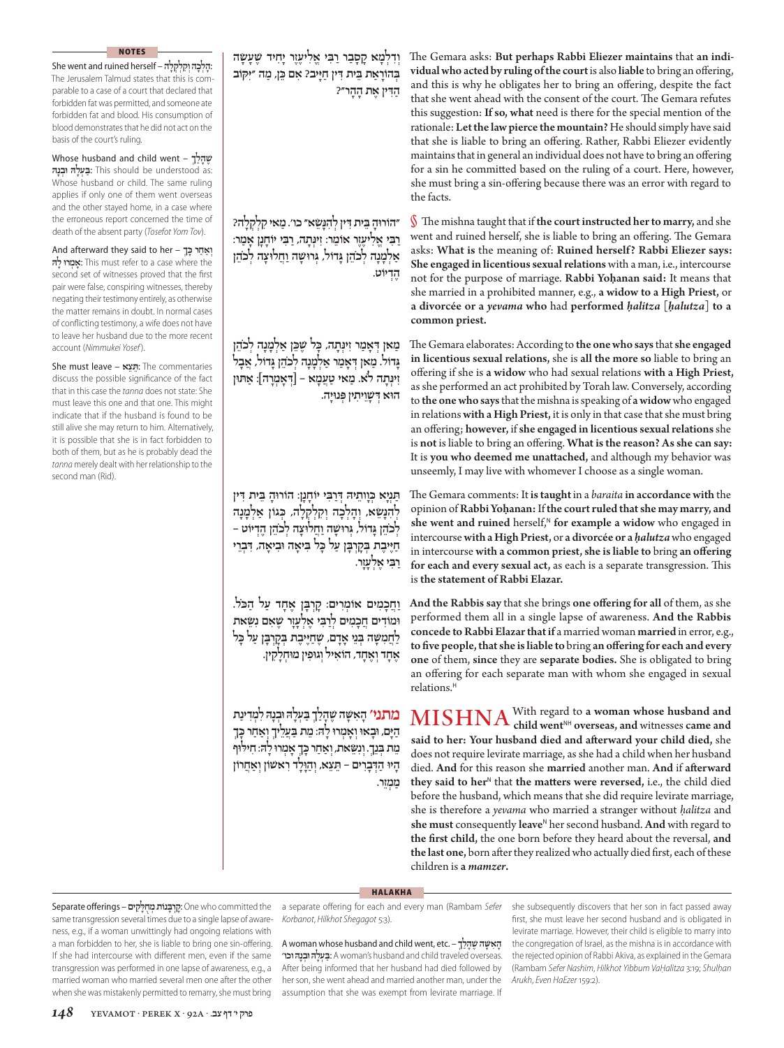## NOTES

**She went and ruined herself – הָלְכָה וְקִלְקְלָה:** The Jerusalem Talmud states that this is comparable to a case of a court that declared that forbidden fat was permitted, and someone ate forbidden fat and blood. His consumption of blood demonstrates that he did not act on the basis of the court's ruling.

**Whose husband and child went – שֶׁהָלַךְ בַּעְלָהּ וּבְנָהּ:** This should be understood as: Whose husband or child. The same ruling applies if only one of them went overseas and the other stayed home, in a case where the erroneous report concerned the time of death of the absent party (*Tosefot Yom Tov*).

**And afterward they said to her – וְאַחַר כָּךְ אָמְרוּ לָהּ:** This must refer to a case where the second set of witnesses proved that the first pair were false, conspiring witnesses, thereby negating their testimony entirely, as otherwise the matter remains in doubt. In normal cases of conflicting testimony, a wife does not have to leave her husband due to the more recent account (*Nimmukei Yosef*).

**She must leave – תֵּצֵא:** The commentaries discuss the possible significance of the fact that in this case the *tanna* does not state: She must leave this one and that one. This might indicate that if the husband is found to be still alive she may return to him. Alternatively, it is possible that she is in fact forbidden to both of them, but as he is probably dead the *tanna* merely dealt with her relationship to the second man (Rid).

וְדִלְמָא קָסָבַר רַבִּי אֱלִיעֶזֶר יָחִיד שֶׁעָשָׂה בְּהוֹרָאַת בֵּית דִּין חַיָּיב? אִם כֵּן, מַה ״יִקּוֹב הַדִּין אֶת הָהָר״?

The Gemara asks: **But perhaps Rabbi Eliezer maintains** that **an individual who acted by ruling of the court** is also **liable** to bring an offering, and this is why he obligates her to bring an offering, despite the fact that she went ahead with the consent of the court. The Gemara refutes this suggestion: **If so, what** need is there for the special mention of the rationale: **Let the law pierce the mountain?** He should simply have said that she is liable to bring an offering. Rather, Rabbi Eliezer evidently maintains that in general an individual does not have to bring an offering for a sin he committed based on the ruling of a court. Here, however, she must bring a sin-offering because there was an error with regard to the facts.

״הוֹרוּהָ בֵּית דִּין לְהִנָּשֵׂא״ כו׳. מַאי קִלְקְלָה? רַבִּי אֱלִיעֶזֶר אוֹמֵר: זִינְּתָה, רַבִּי יוֹחָנָן אָמַר: אַלְמָנָה לְכֹהֵן גָּדוֹל, גְּרוּשָׁה וַחֲלוּצָה לְכֹהֵן הֶדְיוֹט.

§ The mishna taught that if **the court instructed her to marry,** and she went and ruined herself, she is liable to bring an offering. The Gemara asks: **What is** the meaning of: **Ruined herself? Rabbi Eliezer says: She engaged in licentious sexual relations** with a man, i.e., intercourse not for the purpose of marriage. **Rabbi Yoḥanan said:** It means that she married in a prohibited manner, e.g., **a widow to a High Priest,** or **a divorcée or a** *yevama* **who** had **performed** *ḥalitza* [*ḥalutza*] **to a common priest.**

מַאן דְּאָמַר זִינְּתָה, כׇּל שֶׁכֵּן אַלְמָנָה לְכֹהֵן גָּדוֹל. מַאן דְּאָמַר אַלְמָנָה לְכֹהֵן גָּדוֹל, אֲבָל זִינְּתָה לָא. מַאי טַעְמָא – [דְּאָמְרָה]: אַתּוּן הוּא דְּשַׁוִּיתִין פְּנוּיָה.

The Gemara elaborates: According to **the one who says** that **she engaged in licentious sexual relations,** she is **all the more so** liable to bring an offering if she is **a widow** who had sexual relations **with a High Priest,** as she performed an act prohibited by Torah law. Conversely, according to **the one who says** that the mishna is speaking of **a widow** who engaged in relations **with a High Priest,** it is only in that case that she must bring an offering; **however,** if **she engaged in licentious sexual relations** she is **not** liable to bring an offering. **What is the reason? As she can say:** It is **you who deemed me unattached,** and although my behavior was unseemly, I may live with whomever I choose as a single woman.

תַּנְיָא כְּווֹתֵיהּ דְּרַבִּי יוֹחָנָן: הוֹרוּהָ בֵּית דִּין לְהִנָּשֵׂא, וְהָלְכָה וְקִלְקְלָה, כְּגוֹן אַלְמָנָה לְכֹהֵן גָּדוֹל, גְּרוּשָׁה וַחֲלוּצָה לְכֹהֵן הֶדְיוֹט – חַיֶּיבֶת בְּקׇרְבָּן עַל כׇּל בִּיאָה וּבִיאָה, דִּבְרֵי רַבִּי אֶלְעָזָר.

The Gemara comments: It **is taught** in a *baraita* **in accordance with** the opinion of **Rabbi Yoḥanan:** If **the court ruled that she may marry, and she went and ruined** herself,[N] **for example a widow** who engaged in intercourse **with a High Priest,** or **a divorcée or a** *ḥalutza* who engaged in intercourse **with a common priest, she is liable to** bring **an offering for each and every sexual act,** as each is a separate transgression. This is **the statement of Rabbi Elazar.**

וַחֲכָמִים אוֹמְרִים: קׇרְבָּן אֶחָד עַל הַכֹּל. וּמוֹדִים חֲכָמִים לְרַבִּי אֱלִיעֶזֶר שֶׁאִם נִשֵּׂאת לַחֲמִשָּׁה בְּנֵי אָדָם, שֶׁחַיֶּיבֶת בְּקׇרְבָּן עַל כׇּל אֶחָד וְאֶחָד, הוֹאִיל וְגוּפִין מוּחְלָקִין.

**And the Rabbis say** that she brings **one offering for all** of them, as she performed them all in a single lapse of awareness. **And the Rabbis concede to Rabbi Eliezer that if** a married woman **married** in error, e.g., **to five people, that she is liable to** bring **an offering for each and every one** of them, **since** they are **separate bodies.** She is obligated to bring an offering for each separate man with whom she engaged in sexual relations.[H]

**מתני׳** הָאִשָּׁה שֶׁהָלַךְ בַּעְלָהּ וּבְנָהּ לִמְדִינַת הַיָּם, וּבָאוּ וְאָמְרוּ לָהּ: מֵת בַּעְלֵיךְ וְאַחַר כָּךְ מֵת בְּנֵךְ. וְנִשֵּׂאת, וְאַחַר כָּךְ אָמְרוּ לָהּ: חִילּוּף הָיוּ הַדְּבָרִים – תֵּצֵא, וְהַוָּלָד רִאשׁוֹן וְאַחֲרוֹן מַמְזֵר.

**MISHNA** With regard to **a woman whose husband and child went**[NH] **overseas, and** witnesses **came and said to her: Your husband died and afterward your child died,** she does not require levirate marriage, as she had a child when her husband died. **And** for this reason she **married** another man. **And** if **afterward they said to her**[N] that **the matters were reversed,** i.e., the child died before the husband, which means that she did require levirate marriage, she is therefore a *yevama* who married a stranger without *ḥalitza* and **she must** consequently **leave**[N] her second husband. **And** with regard to **the first child,** the one born before they heard about the reversal, **and the last one,** born after they realized who actually died first, each of these children is **a** *mamzer*.

## HALAKHA

**Separate offerings – קׇרְבָּנוֹת מְחוּלָּקִים:** One who committed the same transgression several times due to a single lapse of awareness, e.g., if a woman unwittingly had ongoing relations with a man forbidden to her, she is liable to bring one sin-offering. If she had intercourse with different men, even if the same transgression was performed in one lapse of awareness, e.g., a married woman who married several men one after the other when she was mistakenly permitted to remarry, she must bring a separate offering for each and every man (Rambam *Sefer Korbanot*, *Hilkhot Shegagot* 5:3).

**A woman whose husband and child went, etc. – הָאִשָּׁה שֶׁהָלַךְ בַּעְלָהּ וּבְנָהּ וכו׳:** A woman's husband and child traveled overseas. After being informed that her husband had died followed by her son, she went ahead and married another man, under the assumption that she was exempt from levirate marriage. If she subsequently discovers that her son in fact passed away first, she must leave her second husband and is obligated in levirate marriage. However, their child is eligible to marry into the congregation of Israel, as the mishna is in accordance with the rejected opinion of Rabbi Akiva, as explained in the Gemara (Rambam *Sefer Nashim*, *Hilkhot Yibbum VaḤalitza* 3:19; *Shulḥan Arukh*, *Even HaEzer* 159:2).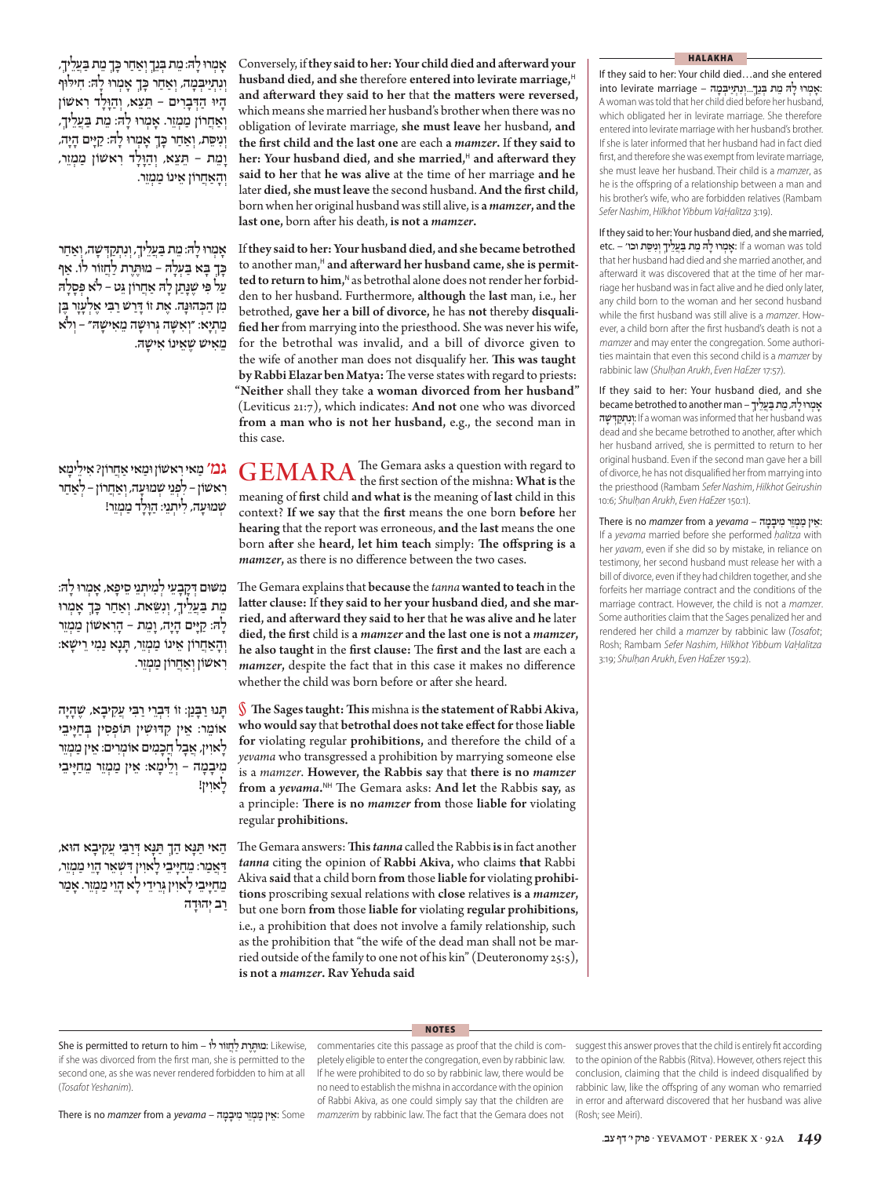אָמְרוּ לָהּ: מֵת בְּנֵךְ וְאַחַר כָּךְ מֵת בַּעְלֵיךְ, וְנִתְיַיבְּמָה, וְאַחַר כָּךְ אָמְרוּ לָהּ: חִילּוּף הָיוּ הַדְּבָרִים – תֵּצֵא, וְהַוָּלָד רִאשׁוֹן וְאַחֲרוֹן מַמְזֵר. אָמְרוּ לָהּ: מֵת בַּעְלֵיךְ, וְנִיסֵּת, וְאַחַר כָּךְ אָמְרוּ לָהּ: קַיָּים הָיָה, וָמֵת – תֵּצֵא, וְהַוָּלָד רִאשׁוֹן מַמְזֵר, וְהָאַחֲרוֹן אֵינוֹ מַמְזֵר.

Conversely, if **they said to her: Your child died and afterward your husband died, and she** therefore **entered into levirate marriage,**[H] **and afterward they said to her** that **the matters were reversed,** which means she married her husband's brother when there was no obligation of levirate marriage, **she must leave** her husband, **and the first child and the last one** are each **a *mamzer*.** If **they said to her: Your husband died, and she married,**[H] **and afterward they said to her** that **he was alive** at the time of her marriage **and he** later **died, she must leave** the second husband. **And the first child,** born when her original husband was still alive, is **a *mamzer*, and the last one,** born after his death, **is not a *mamzer*.**

אָמְרוּ לָהּ: מֵת בַּעְלֵיךְ, וְנִתְקַדְּשָׁה, וְאַחַר כָּךְ בָּא בַּעְלָהּ – מוּתֶּרֶת לַחֲזוֹר לוֹ. אַף עַל פִּי שֶׁנָּתַן לָהּ אַחֲרוֹן גֵּט – לֹא פְּסָלָהּ מִן הַכְּהוּנָּה. אֶת זוֹ דָּרַשׁ רַבִּי אֶלְעָזָר בֶּן מַתְיָא: "וְאִשָּׁה גְּרוּשָׁה מֵאִישָׁהּ" – וְלֹא מֵאִישׁ שֶׁאֵינוֹ אִישָׁהּ.

If **they said to her: Your husband died, and she became betrothed** to another man,[H] **and afterward her husband came, she is permitted to return to him,**[N] as betrothal alone does not render her forbidden to her husband. Furthermore, **although** the **last** man, i.e., her betrothed, **gave her a bill of divorce,** he has **not** thereby **disqualified her** from marrying into the priesthood. She was never his wife, for the betrothal was invalid, and a bill of divorce given to the wife of another man does not disqualify her. **This was taught by Rabbi Elazar ben Matya:** The verse states with regard to priests: "**Neither** shall they take **a woman divorced from her husband**" (Leviticus 21:7), which indicates: **And not** one who was divorced **from a man who is not her husband,** e.g., the second man in this case.

גמ׳ מַאי רִאשׁוֹן וּמַאי אַחֲרוֹן? אִילֵימָא רִאשׁוֹן – לִפְנֵי שְׁמוּעָה, וְאַחֲרוֹן – לְאַחַר שְׁמוּעָה, לִיתְנֵי: הַוָּלָד מַמְזֵר!

**GEMARA** The Gemara asks a question with regard to the first section of the mishna: **What is** the meaning of **first** child **and what is** the meaning of **last** child in this context? **If we say** that the **first** means the one born **before** her **hearing** that the report was erroneous, **and** the **last** means the one born **after** she **heard, let him teach** simply: **The offspring is a *mamzer*,** as there is no difference between the two cases.

מִשּׁוּם דְּקָבָעֵי לְמִיתְנֵי סֵיפָא, אָמְרוּ לָהּ: מֵת בַּעְלֵיךְ, וְנִשֵּׂאת. וְאַחַר כָּךְ אָמְרוּ לָהּ: קַיָּים הָיָה, וָמֵת – הָרִאשׁוֹן מַמְזֵר וְהָאַחֲרוֹן אֵינוֹ מַמְזֵר, תָּנָא נָמֵי רֵישָׁא: רִאשׁוֹן וְאַחֲרוֹן מַמְזֵר.

The Gemara explains that **because** the *tanna* **wanted to teach** in the **latter clause:** If **they said to her your husband died, and she married, and afterward they said to her** that **he was alive and he** later **died, the first** child is **a *mamzer* and the last one is not a *mamzer*,** he also **taught** in the **first clause:** The **first and** the **last** are each a *mamzer*, despite the fact that in this case it makes no difference whether the child was born before or after she heard.

תָּנוּ רַבָּנַן: זוֹ דִּבְרֵי רַבִּי עֲקִיבָא, שֶׁהָיָה אוֹמֵר: אֵין קִדּוּשִׁין תּוֹפְסִין בְּחַיָּיבֵי לָאוִין, אֲבָל חֲכָמִים אוֹמְרִים: אֵין מַמְזֵר מִיְּבָמָה – וְלֵימָא: אֵין מַמְזֵר מֵחַיָּיבֵי לָאוִין!

§ **The Sages taught: This** mishna is **the statement of Rabbi Akiva, who would say** that **betrothal does not take effect for** those **liable for** violating regular **prohibitions,** and therefore the child of a *yevama* who transgressed a prohibition by marrying someone else is a *mamzer*. **However, the Rabbis say** that **there is no *mamzer* from a *yevama*.**[NH] The Gemara asks: **And let** the Rabbis **say,** as a principle: **There is no *mamzer* from** those **liable for** violating regular **prohibitions.**

הַאי תַּנָּא הָךְ תַּנָּא דְּרַבִּי עֲקִיבָא הוּא, דְּאָמַר: מֵחַיָּיבֵי לָאוִין דִּשְׁאֵר הָוֵי מַמְזֵר, מֵחַיָּיבֵי לָאוִין גְּרֵידֵי לָא הָוֵי מַמְזֵר. אָמַר רַב יְהוּדָה

The Gemara answers: **This** *tanna* called the Rabbis **is** in fact another *tanna* citing the opinion of **Rabbi Akiva,** who claims **that** Rabbi Akiva **said** that a child born **from** those **liable for** violating **prohibitions** proscribing sexual relations with **close** relatives **is a *mamzer*,** but one born **from** those **liable for** violating **regular prohibitions,** i.e., a prohibition that does not involve a family relationship, such as the prohibition that "the wife of the dead man shall not be married outside of the family to one not of his kin" (Deuteronomy 25:5), **is not a *mamzer*. Rav Yehuda said**

## HALAKHA

If they said to her: Your child died…and she entered into levirate marriage – אָמְרוּ לָהּ מֵת בְּנֵךְ...וְנִתְיַיבְּמָה: A woman was told that her child died before her husband, which obligated her in levirate marriage. She therefore entered into levirate marriage with her husband's brother. If she is later informed that her husband had in fact died first, and therefore she was exempt from levirate marriage, she must leave her husband. Their child is a *mamzer*, as he is the offspring of a relationship between a man and his brother's wife, who are forbidden relatives (Rambam *Sefer Nashim*, *Hilkhot Yibbum VaḤalitza* 3:19).

If they said to her: Your husband died, and she married, etc. – אָמְרוּ לָהּ מֵת בַּעְלֵיךְ וְנִיסֵּת וכו׳: If a woman was told that her husband had died and she married another, and afterward it was discovered that at the time of her marriage her husband was in fact alive and he died only later, any child born to the woman and her second husband while the first husband was still alive is a *mamzer*. However, a child born after the first husband's death is not a *mamzer* and may enter the congregation. Some authorities maintain that even this second child is a *mamzer* by rabbinic law (*Shulḥan Arukh*, *Even HaEzer* 17:57).

If they said to her: Your husband died, and she became betrothed to another man – אָמְרוּ לָהּ, מֵת בַּעְלֵיךְ וְנִתְקַדְּשָׁה: If a woman was informed that her husband was dead and she became betrothed to another, after which her husband arrived, she is permitted to return to her original husband. Even if the second man gave her a bill of divorce, he has not disqualified her from marrying into the priesthood (Rambam *Sefer Nashim*, *Hilkhot Geirushin* 10:6; *Shulḥan Arukh*, *Even HaEzer* 150:1).

There is no *mamzer* from a *yevama* – אֵין מַמְזֵר מִיְּבָמָה: If a *yevama* married before she performed *ḥalitza* with her *yavam*, even if she did so by mistake, in reliance on testimony, her second husband must release her with a bill of divorce, even if they had children together, and she forfeits her marriage contract and the conditions of the marriage contract. However, the child is not a *mamzer*. Some authorities claim that the Sages penalized her and rendered her child a *mamzer* by rabbinic law (*Tosafot*; Rosh; Rambam *Sefer Nashim*, *Hilkhot Yibbum VaḤalitza* 3:19; *Shulḥan Arukh*, *Even HaEzer* 159:2).

## NOTES

She is permitted to return to him – מוּתֶּרֶת לַחֲזוֹר לוֹ: Likewise, if she was divorced from the first man, she is permitted to the second one, as she was never rendered forbidden to him at all (*Tosafot Yeshanim*).

There is no *mamzer* from a *yevama* – אֵין מַמְזֵר מִיְּבָמָה: Some commentaries cite this passage as proof that the child is completely eligible to enter the congregation, even by rabbinic law. If he were prohibited to do so by rabbinic law, there would be no need to establish the mishna in accordance with the opinion of Rabbi Akiva, as one could simply say that the children are *mamzerim* by rabbinic law. The fact that the Gemara does not suggest this answer proves that the child is entirely fit according to the opinion of the Rabbis (Ritva). However, others reject this conclusion, claiming that the child is indeed disqualified by rabbinic law, like the offspring of any woman who remarried in error and afterward discovered that her husband was alive (Rosh; see Meiri).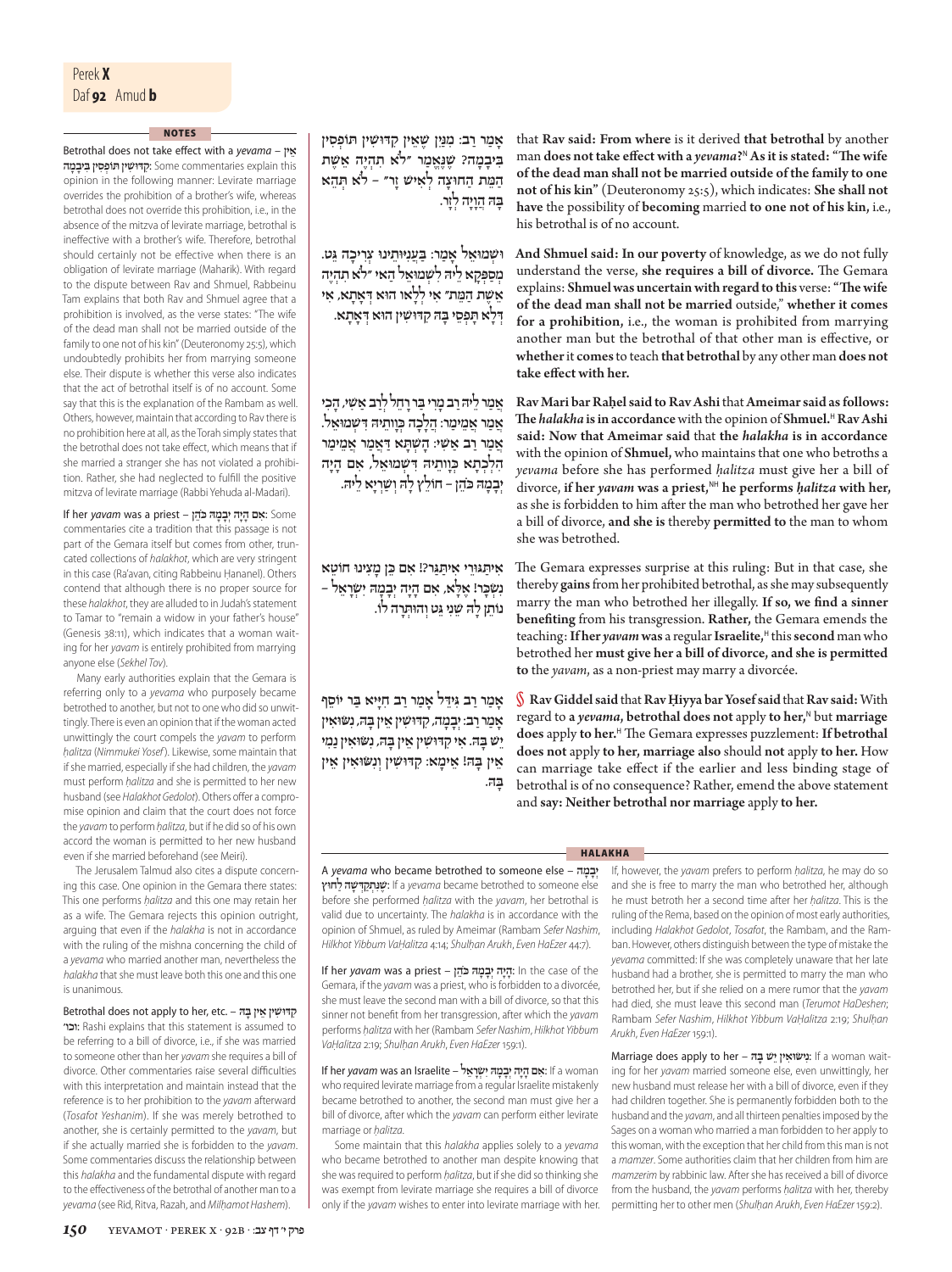## NOTES

**Betrothal does not take effect with a *yevama* – אֵין קִדּוּשִׁין תּוֹפְסִין בִּיבָמָה:** Some commentaries explain this opinion in the following manner: Levirate marriage overrides the prohibition of a brother's wife, whereas betrothal does not override this prohibition, i.e., in the absence of the mitzva of levirate marriage, betrothal is ineffective with a brother's wife. Therefore, betrothal should certainly not be effective when there is an obligation of levirate marriage (Maharik). With regard to the dispute between Rav and Shmuel, Rabbeinu Tam explains that both Rav and Shmuel agree that a prohibition is involved, as the verse states: "The wife of the dead man shall not be married outside of the family to one not of his kin" (Deuteronomy 25:5), which undoubtedly prohibits her from marrying someone else. Their dispute is whether this verse also indicates that the act of betrothal itself is of no account. Some say that this is the explanation of the Rambam as well. Others, however, maintain that according to Rav there is no prohibition here at all, as the Torah simply states that the betrothal does not take effect, which means that if she married a stranger she has not violated a prohibition. Rather, she had neglected to fulfill the positive mitzva of levirate marriage (Rabbi Yehuda al-Madari).

**If her *yavam* was a priest – אִם הָיָה יְבָמָהּ כֹּהֵן:** Some commentaries cite a tradition that this passage is not part of the Gemara itself but comes from other, truncated collections of *halakhot*, which are very stringent in this case (Ra'avan, citing Rabbeinu Ḥananel). Others contend that although there is no proper source for these *halakhot*, they are alluded to in Judah's statement to Tamar to "remain a widow in your father's house" (Genesis 38:11), which indicates that a woman waiting for her *yavam* is entirely prohibited from marrying anyone else (*Sekhel Tov*).

Many early authorities explain that the Gemara is referring only to a *yevama* who purposely became betrothed to another, but not to one who did so unwittingly. There is even an opinion that if the woman acted unwittingly the court compels the *yavam* to perform *ḥalitza* (*Nimmukei Yosef*). Likewise, some maintain that if she married, especially if she had children, the *yavam* must perform *ḥalitza* and she is permitted to her new husband (see *Halakhot Gedolot*). Others offer a compromise opinion and claim that the court does not force the *yavam* to perform *ḥalitza*, but if he did so of his own accord the woman is permitted to her new husband even if she married beforehand (see Meiri).

The Jerusalem Talmud also cites a dispute concerning this case. One opinion in the Gemara there states: This one performs *ḥalitza* and this one may retain her as a wife. The Gemara rejects this opinion outright, arguing that even if the *halakha* is not in accordance with the ruling of the mishna concerning the child of a *yevama* who married another man, nevertheless the *halakha* that she must leave both this one and this one is unanimous.

**Betrothal does not apply to her, etc. – קִדּוּשִׁין אֵין בָּהּ וכו׳:** Rashi explains that this statement is assumed to be referring to a bill of divorce, i.e., if she was married to someone other than her *yavam* she requires a bill of divorce. Other commentaries raise several difficulties with this interpretation and maintain instead that the reference is to her prohibition to the *yavam* afterward (*Tosafot Yeshanim*). If she was merely betrothed to another, she is certainly permitted to the *yavam*, but if she actually married she is forbidden to the *yavam*. Some commentaries discuss the relationship between this *halakha* and the fundamental dispute with regard to the effectiveness of the betrothal of another man to a *yevama* (see Rid, Ritva, Razah, and *Milḥamot Hashem*).

---

אָמַר רַב: מִנַּיִן שֶׁאֵין קִדּוּשִׁין תּוֹפְסִין בִּיבָמָה? שֶׁנֶּאֱמַר ״לֹא תִהְיֶה אֵשֶׁת הַמֵּת הַחוּצָה לְאִישׁ זָר״ – לֹא תְּהֵא בָּהּ הֲוָיָה לְזָר.

that **Rav said: From where** is it derived **that betrothal** by another man **does not take effect with a *yevama*?**[N] **As it is stated: "The wife of the dead man shall not be married outside of the family to one not of his kin"** (Deuteronomy 25:5), which indicates: **She shall not have** the possibility of **becoming** married **to one not of his kin,** i.e., his betrothal is of no account.

וּשְׁמוּאֵל אָמַר: בַּעֲנִיּוּתֵינוּ צְרִיכָה גֵּט. מְסַפְּקָא לֵיהּ לִשְׁמוּאֵל הַאי ״לֹא תִהְיֶה אֵשֶׁת הַמֵּת״ אִי לְלָאו הוּא דְּאָתָא, אִי דְּלָא תָּפְסִי בָּהּ קִדּוּשִׁין הוּא דְּאָתָא.

**And Shmuel said: In our poverty** of knowledge, as we do not fully understand the verse, **she requires a bill of divorce.** The Gemara explains: **Shmuel was uncertain with regard to this** verse: **"The wife of the dead man shall not be married** outside," **whether it comes for a prohibition,** i.e., the woman is prohibited from marrying another man but the betrothal of that other man is effective, or **whether** it **comes** to teach **that betrothal** by any other man **does not take effect with her.**

אֲמַר לֵיהּ רַב מָרִי בַּר רָחֵל לְרַב אַשִׁי, הָכִי אֲמַר אַמֵּימַר: הֲלָכָה כְּוָותֵיהּ דִּשְׁמוּאֵל. אָמַר רַב אַשִׁי: הָשְׁתָּא דַּאֲמַר אַמֵּימַר הִלְכְתָא כְּוָותֵיהּ דִּשְׁמוּאֵל, אִם הָיָה יְבָמָהּ כֹּהֵן – חוֹלֵץ לָהּ וְשָׁרְיָא לֵיהּ.

**Rav Mari bar Raḥel said to Rav Ashi** that **Ameimar said as follows: The *halakha* is in accordance** with the opinion of **Shmuel.**[H] **Rav Ashi said: Now that Ameimar said** that **the *halakha* is in accordance** with the opinion of **Shmuel,** who maintains that one who betroths a *yevama* before she has performed *ḥalitza* must give her a bill of divorce, **if her *yavam* was a priest,**[NH] **he performs *ḥalitza* with her,** as she is forbidden to him after the man who betrothed her gave her a bill of divorce, **and she is** thereby **permitted to** the man to whom she was betrothed.

אִיתְגּוֹרֵי אִיתְגַּר?! אִם כֵּן מָצִינוּ חוֹטֵא נִשְׂכָּר! אֶלָּא, אִם הָיָה יְבָמָהּ יִשְׂרָאֵל – נוֹתֵן לָהּ שֵׁנִי גֵּט וְהוּתְּרָה לוֹ.

The Gemara expresses surprise at this ruling: But in that case, she thereby **gains** from her prohibited betrothal, as she may subsequently marry the man who betrothed her illegally. **If so, we find a sinner benefiting** from his transgression. **Rather,** the Gemara emends the teaching: **If her *yavam* was** a regular **Israelite,**[H] this **second** man who betrothed her **must give her a bill of divorce, and she is permitted to** the *yavam*, as a non-priest may marry a divorcée.

אָמַר רַב גִּידֵּל אָמַר רַב חִיָּיא בַּר יוֹסֵף אָמַר רַב: יְבָמָה, קִדּוּשִׁין אֵין בָּהּ, נִשּׂוּאִין יֵשׁ בָּהּ. אִי קִדּוּשִׁין אֵין בָּהּ, נִשּׂוּאִין נָמֵי אֵין בָּהּ! אֵימָא: קִדּוּשִׁין וְנִשּׂוּאִין אֵין בָּהּ.

§ **Rav Giddel said** that **Rav Ḥiyya bar Yosef said** that **Rav said:** With regard to **a *yevama*, betrothal does not** apply **to her,**[N] but **marriage does** apply **to her.**[H] The Gemara expresses puzzlement: **If betrothal does not** apply **to her, marriage also** should **not** apply **to her.** How can marriage take effect if the earlier and less binding stage of betrothal is of no consequence? Rather, emend the above statement and **say: Neither betrothal nor marriage** apply **to her.**

## HALAKHA

**A *yevama* who became betrothed to someone else – יְבָמָה שֶׁנִּתְקַדְּשָׁה לַחוּץ:** If a *yevama* became betrothed to someone else before she performed *ḥalitza* with the *yavam*, her betrothal is valid due to uncertainty. The *halakha* is in accordance with the opinion of Shmuel, as ruled by Ameimar (Rambam *Sefer Nashim*, *Hilkhot Yibbum VaḤalitza* 4:14; *Shulḥan Arukh*, *Even HaEzer* 44:7).

**If her *yavam* was a priest – הָיָה יְבָמָהּ כֹּהֵן:** In the case of the Gemara, if the *yavam* was a priest, who is forbidden to a divorcée, she must leave the second man with a bill of divorce, so that this sinner not benefit from her transgression, after which the *yavam* performs *ḥalitza* with her (Rambam *Sefer Nashim*, *Hilkhot Yibbum VaḤalitza* 2:19; *Shulḥan Arukh*, *Even HaEzer* 159:1).

**If her *yavam* was an Israelite – אִם הָיָה יְבָמָהּ יִשְׂרָאֵל:** If a woman who required levirate marriage from a regular Israelite mistakenly became betrothed to another, the second man must give her a bill of divorce, after which the *yavam* can perform either levirate marriage or *ḥalitza*.

Some maintain that this *halakha* applies solely to a *yevama* who became betrothed to another man despite knowing that she was required to perform *ḥalitza*, but if she did so thinking she was exempt from levirate marriage she requires a bill of divorce only if the *yavam* wishes to enter into levirate marriage with her. If, however, the *yavam* prefers to perform *ḥalitza*, he may do so and she is free to marry the man who betrothed her, although he must betroth her a second time after her *ḥalitza*. This is the ruling of the Rema, based on the opinion of most early authorities, including *Halakhot Gedolot*, *Tosafot*, the Rambam, and the Ramban. However, others distinguish between the type of mistake the *yevama* committed: If she was completely unaware that her late husband had a brother, she is permitted to marry the man who betrothed her, but if she relied on a mere rumor that the *yavam* had died, she must leave this second man (*Terumot HaDeshen*; Rambam *Sefer Nashim*, *Hilkhot Yibbum VaḤalitza* 2:19; *Shulḥan Arukh*, *Even HaEzer* 159:1).

**Marriage does apply to her – נִשּׂוּאִין יֵשׁ בָּהּ:** If a woman waiting for her *yavam* married someone else, even unwittingly, her new husband must release her with a bill of divorce, even if they had children together. She is permanently forbidden both to the husband and the *yavam*, and all thirteen penalties imposed by the Sages on a woman who married a man forbidden to her apply to this woman, with the exception that her child from this man is not a *mamzer*. Some authorities claim that her children from him are *mamzerim* by rabbinic law. After she has received a bill of divorce from the husband, the *yavam* performs *ḥalitza* with her, thereby permitting her to other men (*Shulḥan Arukh*, *Even HaEzer* 159:2).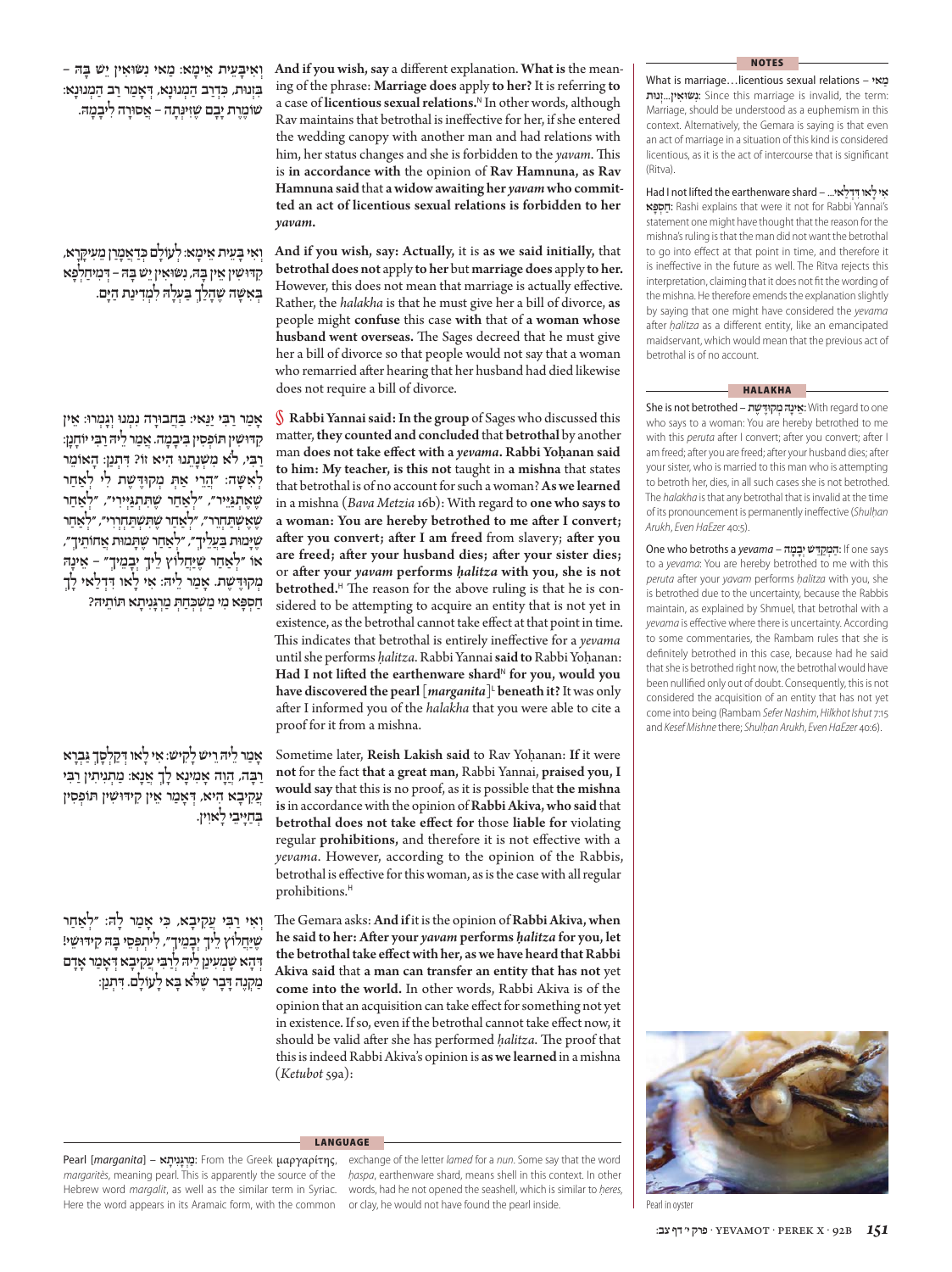וְאִיבָּעֵית אֵימָא: מַאי נִשּׂוּאִין יֵשׁ בָּהּ – בִּזְנוּת, כִּדְרַב הַמְנוּנָא, דְּאָמַר רַב הַמְנוּנָא: שׁוֹמֶרֶת יָבָם שֶׁזִּינְּתָה – אֲסוּרָה לִיבָמָהּ.

**And if you wish, say** a different explanation. **What is** the meaning of the phrase: **Marriage does** apply **to her?** It is referring **to** a case of **licentious sexual relations.**[N] In other words, although Rav maintains that betrothal is ineffective for her, if she entered the wedding canopy with another man and had relations with him, her status changes and she is forbidden to the *yavam*. This is **in accordance with** the opinion of **Rav Hamnuna, as Rav Hamnuna said** that **a widow awaiting her *yavam* who committed an act of licentious sexual relations is forbidden to her *yavam*.**

וְאִי בָּעֵית אֵימָא: לְעוֹלָם כִּדַאֲמַרַן מֵעִיקָּרָא, קִידּוּשִׁין אֵין בָּהּ, נִשּׂוּאִין יֵשׁ בָּהּ – דְּמִיחַלְּפָא בְּאִשָּׁה שֶׁהָלַךְ בַּעְלָהּ לִמְדִינַת הַיָּם.

**And if you wish, say: Actually,** it is **as we said initially,** that **betrothal does not** apply **to her** but **marriage does** apply **to her.** However, this does not mean that marriage is actually effective. Rather, the *halakha* is that he must give her a bill of divorce, **as** people might **confuse** this case **with** that of **a woman whose husband went overseas.** The Sages decreed that he must give her a bill of divorce so that people would not say that a woman who remarried after hearing that her husband had died likewise does not require a bill of divorce.

אָמַר רַבִּי יַנַּאי: בַּחֲבוּרָה נִמְנוּ וְגָמְרוּ: אֵין קִידּוּשִׁין תּוֹפְסִין בִּיבָמָה. אֲמַר לֵיהּ רַבִּי יוֹחָנָן: רַבִּי, לֹא מִשְׁנָתֵנוּ הִיא זוֹ? דִּתְנַן: הָאוֹמֵר לְאִשָּׁה: ״הֲרֵי אַתְּ מְקוּדֶּשֶׁת לִי לְאַחַר שֶׁאֶתְגַּיֵּיר״, ״לְאַחַר שֶׁתִּתְגַּיְּירִי״, ״לְאַחַר שֶׁאֶשְׁתַּחְרֵר״, ״לְאַחַר שֶׁתִּשְׁתַּחְרְרִי״, ״לְאַחַר שֶׁיָּמוּת בַּעְלֵיךְ״, ״לְאַחַר שֶׁתָּמוּת אֲחוֹתֵיךְ״, אוֹ ״לְאַחַר שֶׁיַּחֲלוֹץ לִיךְ יְבָמֵיךְ״ – אֵינָהּ מְקוּדֶּשֶׁת. אָמַר לֵיהּ: אִי לָאו דִּדְלַאי לָךְ חַסְפָּא מִי מַשְׁכַּחַתְּ מַרְגָּנִיתָא תּוּתֵיהּ?

§ **Rabbi Yannai said: In the group** of Sages who discussed this matter, **they counted and concluded** that **betrothal** by another man **does not take effect with a *yevama*. Rabbi Yoḥanan said to him: My teacher, is this not** taught in **a mishna** that states that betrothal is of no account for such a woman? **As we learned** in a mishna (*Bava Metzia* 16b): With regard to **one who says to a woman: You are hereby betrothed to me after I convert; after you convert; after I am freed** from slavery; **after you are freed; after your husband dies; after your sister dies;** or **after your *yavam* performs *ḥalitza* with you, she is not betrothed.**[H] The reason for the above ruling is that he is considered to be attempting to acquire an entity that is not yet in existence, as the betrothal cannot take effect at that point in time. This indicates that betrothal is entirely ineffective for a *yevama* until she performs *ḥalitza*. Rabbi Yannai **said to** Rabbi Yoḥanan: **Had I not lifted the earthenware shard**[N] **for you, would you have discovered the pearl** [*marganita*][L] **beneath it?** It was only after I informed you of the *halakha* that you were able to cite a proof for it from a mishna.

אָמַר לֵיהּ רֵישׁ לָקִישׁ: אִי לָאו דְּקַלְּסָךְ גַּבְרָא רַבָּה, הֲוָה אָמֵינָא לָךְ אֲנָא: מַתְנִיתִין רַבִּי עֲקִיבָא הִיא, דְּאָמַר אֵין קִידּוּשִׁין תּוֹפְסִין בְּחַיָּיבֵי לָאוִין.

Sometime later, **Reish Lakish said** to Rav Yoḥanan: **If** it were **not** for the fact **that a great man,** Rabbi Yannai, **praised you, I would say** that this is no proof, as it is possible that **the mishna is** in accordance with the opinion of **Rabbi Akiva, who said** that **betrothal does not take effect for** those **liable for** violating regular **prohibitions,** and therefore it is not effective with a *yevama*. However, according to the opinion of the Rabbis, betrothal is effective for this woman, as is the case with all regular prohibitions.[H]

וְאִי רַבִּי עֲקִיבָא, כִּי אָמַר לָהּ: ״לְאַחַר שֶׁיַּחֲלוֹץ לִיךְ יְבָמֵיךְ״, לִיתְפְּסִי בָּהּ קִידּוּשֵׁי! דְּהָא שָׁמְעִינַן לֵיהּ לְרַבִּי עֲקִיבָא דְּאָמַר אָדָם מַקְנֶה דָּבָר שֶׁלֹּא בָּא לָעוֹלָם. דִּתְנַן:

The Gemara asks: **And if** it is the opinion of **Rabbi Akiva, when he said to her: After your *yavam* performs *ḥalitza* for you, let the betrothal take effect with her, as we have heard that Rabbi Akiva said** that **a man can transfer an entity that has not** yet **come into the world.** In other words, Rabbi Akiva is of the opinion that an acquisition can take effect for something not yet in existence. If so, even if the betrothal cannot take effect now, it should be valid after she has performed *ḥalitza*. The proof that this is indeed Rabbi Akiva's opinion is **as we learned** in a mishna (*Ketubot* 59a):

---

**NOTES**

What is marriage…licentious sexual relations – מַאי נִשּׂוּאִין...זְנוּת: Since this marriage is invalid, the term: Marriage, should be understood as a euphemism in this context. Alternatively, the Gemara is saying is that even an act of marriage in a situation of this kind is considered licentious, as it is the act of intercourse that is significant (Ritva).

Had I not lifted the earthenware shard – אִי לָאו דִּדְלַאי...חַסְפָּא: Rashi explains that were it not for Rabbi Yannai's statement one might have thought that the reason for the mishna's ruling is that the man did not want the betrothal to go into effect at that point in time, and therefore it is ineffective in the future as well. The Ritva rejects this interpretation, claiming that it does not fit the wording of the mishna. He therefore emends the explanation slightly by saying that one might have considered the *yevama* after *ḥalitza* as a different entity, like an emancipated maidservant, which would mean that the previous act of betrothal is of no account.

**HALAKHA**

She is not betrothed – אֵינָהּ מְקוּדֶּשֶׁת: With regard to one who says to a woman: You are hereby betrothed to me with this *peruta* after I convert; after you convert; after I am freed; after you are freed; after your husband dies; after your sister, who is married to this man who is attempting to betroth her, dies, in all such cases she is not betrothed. The *halakha* is that any betrothal that is invalid at the time of its pronouncement is permanently ineffective (*Shulḥan Arukh*, *Even HaEzer* 40:5).

One who betroths a *yevama* – הַמְקַדֵּשׁ יְבָמָה: If one says to a *yevama*: You are hereby betrothed to me with this *peruta* after your *yavam* performs *ḥalitza* with you, she is betrothed due to the uncertainty, because the Rabbis maintain, as explained by Shmuel, that betrothal with a *yevama* is effective where there is uncertainty. According to some commentaries, the Rambam rules that she is definitely betrothed in this case, because he had said that she is betrothed right now, the betrothal would have been nullified only out of doubt. Consequently, this is not considered the acquisition of an entity that has not yet come into being (Rambam *Sefer Nashim*, *Hilkhot Ishut* 7:15 and *Kesef Mishne* there; *Shulḥan Arukh*, *Even HaEzer* 40:6).

Pearl in oyster

**LANGUAGE**

Pearl [*marganita*] – מַרְגָּנִיתָא: From the Greek μαργαρίτης, *margaritès*, meaning pearl. This is apparently the source of the Hebrew word *margalit*, as well as the similar term in Syriac. Here the word appears in its Aramaic form, with the common exchange of the letter *lamed* for a *nun*. Some say that the word *ḥaspa*, earthenware shard, means shell in this context. In other words, had he not opened the seashell, which is similar to *ḥeres*, or clay, he would not have found the pearl inside.